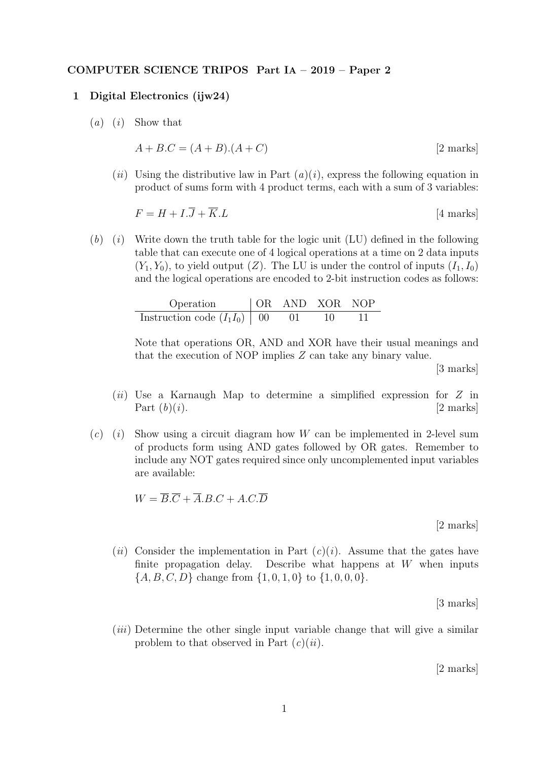**COMPUTER SCIENCE TRIPOS Part IA – 2019 – Paper 2**

## 1 Digital Electronics (ijw24)

(*a*) (*i*) Show that

$$A + B.C = (A + B).(A + C)$$

[2 marks]

(*ii*) Using the distributive law in Part (*a*)(*i*), express the following equation in product of sums form with 4 product terms, each with a sum of 3 variables:

$$F = H + I.\overline{J} + \overline{K}.L$$

[4 marks]

(*b*) (*i*) Write down the truth table for the logic unit (LU) defined in the following table that can execute one of 4 logical operations at a time on 2 data inputs $(Y_1, Y_0)$, to yield output $(Z)$. The LU is under the control of inputs $(I_1, I_0)$ and the logical operations are encoded to 2-bit instruction codes as follows:

| Operation | OR | AND | XOR | NOP |
|---|---|---|---|---|
| Instruction code $(I_1 I_0)$ | 00 | 01 | 10 | 11 |

Note that operations OR, AND and XOR have their usual meanings and that the execution of NOP implies $Z$ can take any binary value.

[3 marks]

(*ii*) Use a Karnaugh Map to determine a simplified expression for $Z$ in Part (*b*)(*i*). [2 marks]

(*c*) (*i*) Show using a circuit diagram how $W$ can be implemented in 2-level sum of products form using AND gates followed by OR gates. Remember to include any NOT gates required since only uncomplemented input variables are available:

$$W = \overline{B}.\overline{C} + \overline{A}.B.C + A.C.\overline{D}$$

[2 marks]

(*ii*) Consider the implementation in Part (*c*)(*i*). Assume that the gates have finite propagation delay. Describe what happens at $W$ when inputs $\{A, B, C, D\}$ change from $\{1, 0, 1, 0\}$ to $\{1, 0, 0, 0\}$.

[3 marks]

(*iii*) Determine the other single input variable change that will give a similar problem to that observed in Part (*c*)(*ii*).

[2 marks]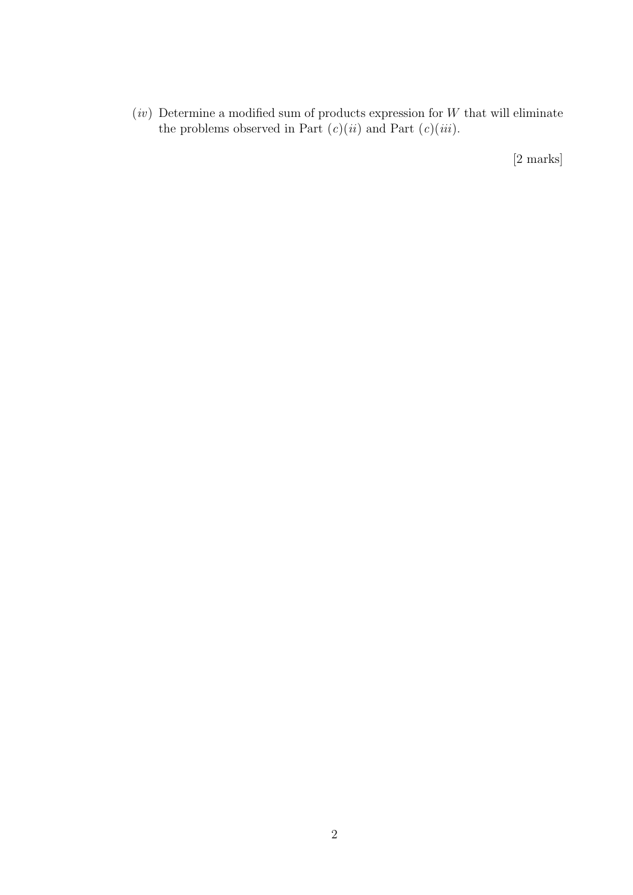($iv$) Determine a modified sum of products expression for $W$ that will eliminate the problems observed in Part ($c$)($ii$) and Part ($c$)($iii$).

[2 marks]